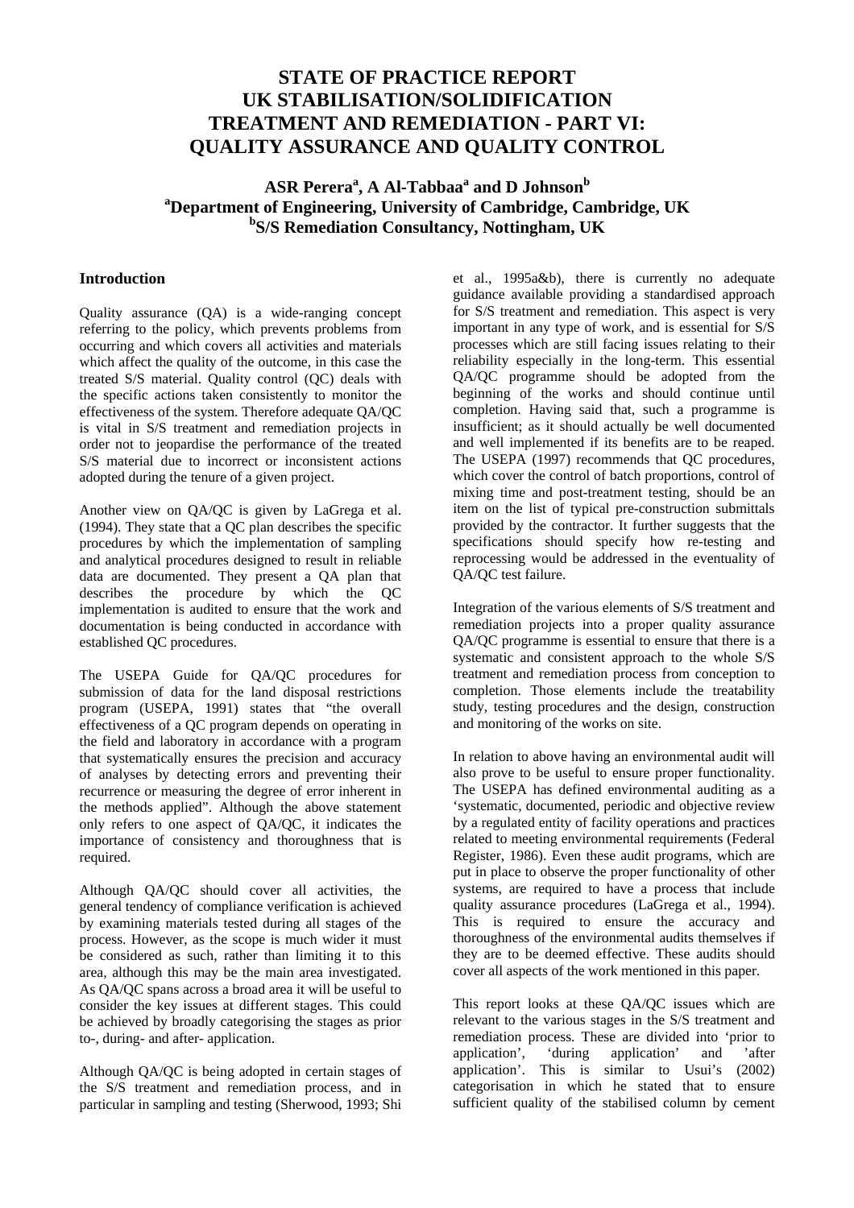# STATE OF PRACTICE REPORT UK STABILISATION/SOLIDIFICATION TREATMENT AND REMEDIATION - PART VI: QUALITY ASSURANCE AND QUALITY CONTROL

**ASR Perera[a], A Al-Tabbaa[a] and D Johnson[b]**
**[a]Department of Engineering, University of Cambridge, Cambridge, UK**
**[b]S/S Remediation Consultancy, Nottingham, UK**

## Introduction

Quality assurance (QA) is a wide-ranging concept referring to the policy, which prevents problems from occurring and which covers all activities and materials which affect the quality of the outcome, in this case the treated S/S material. Quality control (QC) deals with the specific actions taken consistently to monitor the effectiveness of the system. Therefore adequate QA/QC is vital in S/S treatment and remediation projects in order not to jeopardise the performance of the treated S/S material due to incorrect or inconsistent actions adopted during the tenure of a given project.

Another view on QA/QC is given by LaGrega et al. (1994). They state that a QC plan describes the specific procedures by which the implementation of sampling and analytical procedures designed to result in reliable data are documented. They present a QA plan that describes the procedure by which the QC implementation is audited to ensure that the work and documentation is being conducted in accordance with established QC procedures.

The USEPA Guide for QA/QC procedures for submission of data for the land disposal restrictions program (USEPA, 1991) states that "the overall effectiveness of a QC program depends on operating in the field and laboratory in accordance with a program that systematically ensures the precision and accuracy of analyses by detecting errors and preventing their recurrence or measuring the degree of error inherent in the methods applied". Although the above statement only refers to one aspect of QA/QC, it indicates the importance of consistency and thoroughness that is required.

Although QA/QC should cover all activities, the general tendency of compliance verification is achieved by examining materials tested during all stages of the process. However, as the scope is much wider it must be considered as such, rather than limiting it to this area, although this may be the main area investigated. As QA/QC spans across a broad area it will be useful to consider the key issues at different stages. This could be achieved by broadly categorising the stages as prior to-, during- and after- application.

Although QA/QC is being adopted in certain stages of the S/S treatment and remediation process, and in particular in sampling and testing (Sherwood, 1993; Shi et al., 1995a&b), there is currently no adequate guidance available providing a standardised approach for S/S treatment and remediation. This aspect is very important in any type of work, and is essential for S/S processes which are still facing issues relating to their reliability especially in the long-term. This essential QA/QC programme should be adopted from the beginning of the works and should continue until completion. Having said that, such a programme is insufficient; as it should actually be well documented and well implemented if its benefits are to be reaped. The USEPA (1997) recommends that QC procedures, which cover the control of batch proportions, control of mixing time and post-treatment testing, should be an item on the list of typical pre-construction submittals provided by the contractor. It further suggests that the specifications should specify how re-testing and reprocessing would be addressed in the eventuality of QA/QC test failure.

Integration of the various elements of S/S treatment and remediation projects into a proper quality assurance QA/QC programme is essential to ensure that there is a systematic and consistent approach to the whole S/S treatment and remediation process from conception to completion. Those elements include the treatability study, testing procedures and the design, construction and monitoring of the works on site.

In relation to above having an environmental audit will also prove to be useful to ensure proper functionality. The USEPA has defined environmental auditing as a 'systematic, documented, periodic and objective review by a regulated entity of facility operations and practices related to meeting environmental requirements (Federal Register, 1986). Even these audit programs, which are put in place to observe the proper functionality of other systems, are required to have a process that include quality assurance procedures (LaGrega et al., 1994). This is required to ensure the accuracy and thoroughness of the environmental audits themselves if they are to be deemed effective. These audits should cover all aspects of the work mentioned in this paper.

This report looks at these QA/QC issues which are relevant to the various stages in the S/S treatment and remediation process. These are divided into 'prior to application', 'during application' and 'after application'. This is similar to Usui's (2002) categorisation in which he stated that to ensure sufficient quality of the stabilised column by cement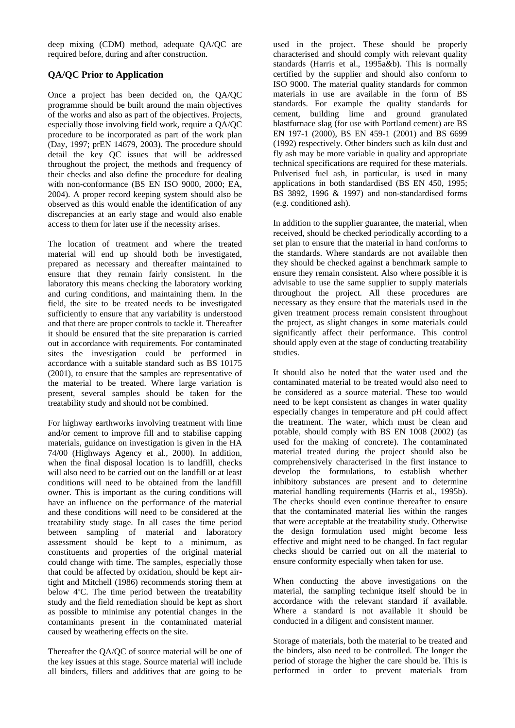deep mixing (CDM) method, adequate QA/QC are required before, during and after construction.

## QA/QC Prior to Application

Once a project has been decided on, the QA/QC programme should be built around the main objectives of the works and also as part of the objectives. Projects, especially those involving field work, require a QA/QC procedure to be incorporated as part of the work plan (Day, 1997; prEN 14679, 2003). The procedure should detail the key QC issues that will be addressed throughout the project, the methods and frequency of their checks and also define the procedure for dealing with non-conformance (BS EN ISO 9000, 2000; EA, 2004). A proper record keeping system should also be observed as this would enable the identification of any discrepancies at an early stage and would also enable access to them for later use if the necessity arises.

The location of treatment and where the treated material will end up should both be investigated, prepared as necessary and thereafter maintained to ensure that they remain fairly consistent. In the laboratory this means checking the laboratory working and curing conditions, and maintaining them. In the field, the site to be treated needs to be investigated sufficiently to ensure that any variability is understood and that there are proper controls to tackle it. Thereafter it should be ensured that the site preparation is carried out in accordance with requirements. For contaminated sites the investigation could be performed in accordance with a suitable standard such as BS 10175 (2001), to ensure that the samples are representative of the material to be treated. Where large variation is present, several samples should be taken for the treatability study and should not be combined.

For highway earthworks involving treatment with lime and/or cement to improve fill and to stabilise capping materials, guidance on investigation is given in the HA 74/00 (Highways Agency et al., 2000). In addition, when the final disposal location is to landfill, checks will also need to be carried out on the landfill or at least conditions will need to be obtained from the landfill owner. This is important as the curing conditions will have an influence on the performance of the material and these conditions will need to be considered at the treatability study stage. In all cases the time period between sampling of material and laboratory assessment should be kept to a minimum, as constituents and properties of the original material could change with time. The samples, especially those that could be affected by oxidation, should be kept air-tight and Mitchell (1986) recommends storing them at below 4ºC. The time period between the treatability study and the field remediation should be kept as short as possible to minimise any potential changes in the contaminants present in the contaminated material caused by weathering effects on the site.

Thereafter the QA/QC of source material will be one of the key issues at this stage. Source material will include all binders, fillers and additives that are going to be used in the project. These should be properly characterised and should comply with relevant quality standards (Harris et al., 1995a&b). This is normally certified by the supplier and should also conform to ISO 9000. The material quality standards for common materials in use are available in the form of BS standards. For example the quality standards for cement, building lime and ground granulated blastfurnace slag (for use with Portland cement) are BS EN 197-1 (2000), BS EN 459-1 (2001) and BS 6699 (1992) respectively. Other binders such as kiln dust and fly ash may be more variable in quality and appropriate technical specifications are required for these materials. Pulverised fuel ash, in particular, is used in many applications in both standardised (BS EN 450, 1995; BS 3892, 1996 & 1997) and non-standardised forms (e.g. conditioned ash).

In addition to the supplier guarantee, the material, when received, should be checked periodically according to a set plan to ensure that the material in hand conforms to the standards. Where standards are not available then they should be checked against a benchmark sample to ensure they remain consistent. Also where possible it is advisable to use the same supplier to supply materials throughout the project. All these procedures are necessary as they ensure that the materials used in the given treatment process remain consistent throughout the project, as slight changes in some materials could significantly affect their performance. This control should apply even at the stage of conducting treatability studies.

It should also be noted that the water used and the contaminated material to be treated would also need to be considered as a source material. These too would need to be kept consistent as changes in water quality especially changes in temperature and pH could affect the treatment. The water, which must be clean and potable, should comply with BS EN 1008 (2002) (as used for the making of concrete). The contaminated material treated during the project should also be comprehensively characterised in the first instance to develop the formulations, to establish whether inhibitory substances are present and to determine material handling requirements (Harris et al., 1995b). The checks should even continue thereafter to ensure that the contaminated material lies within the ranges that were acceptable at the treatability study. Otherwise the design formulation used might become less effective and might need to be changed. In fact regular checks should be carried out on all the material to ensure conformity especially when taken for use.

When conducting the above investigations on the material, the sampling technique itself should be in accordance with the relevant standard if available. Where a standard is not available it should be conducted in a diligent and consistent manner.

Storage of materials, both the material to be treated and the binders, also need to be controlled. The longer the period of storage the higher the care should be. This is performed in order to prevent materials from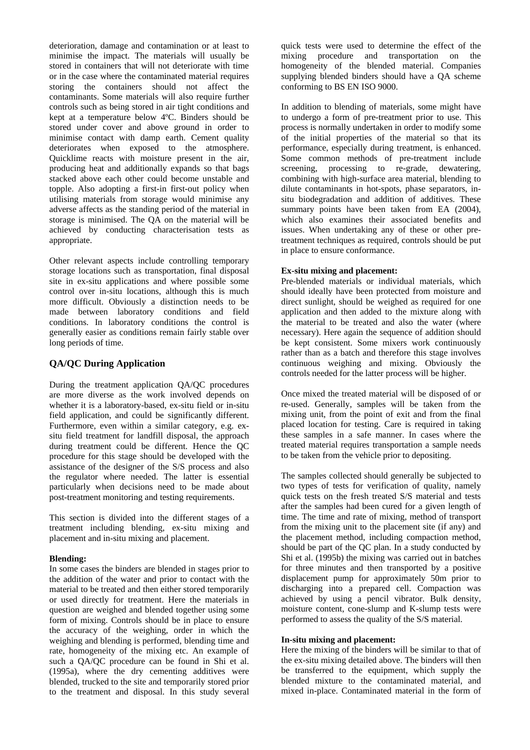deterioration, damage and contamination or at least to minimise the impact. The materials will usually be stored in containers that will not deteriorate with time or in the case where the contaminated material requires storing the containers should not affect the contaminants. Some materials will also require further controls such as being stored in air tight conditions and kept at a temperature below 4ºC. Binders should be stored under cover and above ground in order to minimise contact with damp earth. Cement quality deteriorates when exposed to the atmosphere. Quicklime reacts with moisture present in the air, producing heat and additionally expands so that bags stacked above each other could become unstable and topple. Also adopting a first-in first-out policy when utilising materials from storage would minimise any adverse affects as the standing period of the material in storage is minimised. The QA on the material will be achieved by conducting characterisation tests as appropriate.

Other relevant aspects include controlling temporary storage locations such as transportation, final disposal site in ex-situ applications and where possible some control over in-situ locations, although this is much more difficult. Obviously a distinction needs to be made between laboratory conditions and field conditions. In laboratory conditions the control is generally easier as conditions remain fairly stable over long periods of time.

## QA/QC During Application

During the treatment application QA/QC procedures are more diverse as the work involved depends on whether it is a laboratory-based, ex-situ field or in-situ field application, and could be significantly different. Furthermore, even within a similar category, e.g. ex-situ field treatment for landfill disposal, the approach during treatment could be different. Hence the QC procedure for this stage should be developed with the assistance of the designer of the S/S process and also the regulator where needed. The latter is essential particularly when decisions need to be made about post-treatment monitoring and testing requirements.

This section is divided into the different stages of a treatment including blending, ex-situ mixing and placement and in-situ mixing and placement.

**Blending:**
In some cases the binders are blended in stages prior to the addition of the water and prior to contact with the material to be treated and then either stored temporarily or used directly for treatment. Here the materials in question are weighed and blended together using some form of mixing. Controls should be in place to ensure the accuracy of the weighing, order in which the weighing and blending is performed, blending time and rate, homogeneity of the mixing etc. An example of such a QA/QC procedure can be found in Shi et al. (1995a), where the dry cementing additives were blended, trucked to the site and temporarily stored prior to the treatment and disposal. In this study several quick tests were used to determine the effect of the mixing procedure and transportation on the homogeneity of the blended material. Companies supplying blended binders should have a QA scheme conforming to BS EN ISO 9000.

In addition to blending of materials, some might have to undergo a form of pre-treatment prior to use. This process is normally undertaken in order to modify some of the initial properties of the material so that its performance, especially during treatment, is enhanced. Some common methods of pre-treatment include screening, processing to re-grade, dewatering, combining with high-surface area material, blending to dilute contaminants in hot-spots, phase separators, in-situ biodegradation and addition of additives. These summary points have been taken from EA (2004), which also examines their associated benefits and issues. When undertaking any of these or other pre-treatment techniques as required, controls should be put in place to ensure conformance.

**Ex-situ mixing and placement:**
Pre-blended materials or individual materials, which should ideally have been protected from moisture and direct sunlight, should be weighed as required for one application and then added to the mixture along with the material to be treated and also the water (where necessary). Here again the sequence of addition should be kept consistent. Some mixers work continuously rather than as a batch and therefore this stage involves continuous weighing and mixing. Obviously the controls needed for the latter process will be higher.

Once mixed the treated material will be disposed of or re-used. Generally, samples will be taken from the mixing unit, from the point of exit and from the final placed location for testing. Care is required in taking these samples in a safe manner. In cases where the treated material requires transportation a sample needs to be taken from the vehicle prior to depositing.

The samples collected should generally be subjected to two types of tests for verification of quality, namely quick tests on the fresh treated S/S material and tests after the samples had been cured for a given length of time. The time and rate of mixing, method of transport from the mixing unit to the placement site (if any) and the placement method, including compaction method, should be part of the QC plan. In a study conducted by Shi et al. (1995b) the mixing was carried out in batches for three minutes and then transported by a positive displacement pump for approximately 50m prior to discharging into a prepared cell. Compaction was achieved by using a pencil vibrator. Bulk density, moisture content, cone-slump and K-slump tests were performed to assess the quality of the S/S material.

**In-situ mixing and placement:**
Here the mixing of the binders will be similar to that of the ex-situ mixing detailed above. The binders will then be transferred to the equipment, which supply the blended mixture to the contaminated material, and mixed in-place. Contaminated material in the form of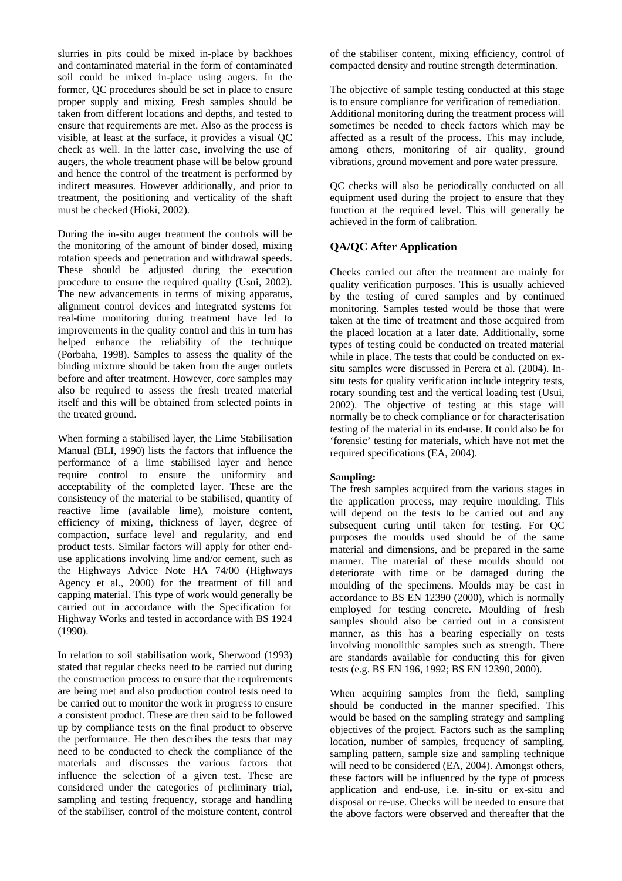slurries in pits could be mixed in-place by backhoes and contaminated material in the form of contaminated soil could be mixed in-place using augers. In the former, QC procedures should be set in place to ensure proper supply and mixing. Fresh samples should be taken from different locations and depths, and tested to ensure that requirements are met. Also as the process is visible, at least at the surface, it provides a visual QC check as well. In the latter case, involving the use of augers, the whole treatment phase will be below ground and hence the control of the treatment is performed by indirect measures. However additionally, and prior to treatment, the positioning and verticality of the shaft must be checked (Hioki, 2002).

During the in-situ auger treatment the controls will be the monitoring of the amount of binder dosed, mixing rotation speeds and penetration and withdrawal speeds. These should be adjusted during the execution procedure to ensure the required quality (Usui, 2002). The new advancements in terms of mixing apparatus, alignment control devices and integrated systems for real-time monitoring during treatment have led to improvements in the quality control and this in turn has helped enhance the reliability of the technique (Porbaha, 1998). Samples to assess the quality of the binding mixture should be taken from the auger outlets before and after treatment. However, core samples may also be required to assess the fresh treated material itself and this will be obtained from selected points in the treated ground.

When forming a stabilised layer, the Lime Stabilisation Manual (BLI, 1990) lists the factors that influence the performance of a lime stabilised layer and hence require control to ensure the uniformity and acceptability of the completed layer. These are the consistency of the material to be stabilised, quantity of reactive lime (available lime), moisture content, efficiency of mixing, thickness of layer, degree of compaction, surface level and regularity, and end product tests. Similar factors will apply for other end-use applications involving lime and/or cement, such as the Highways Advice Note HA 74/00 (Highways Agency et al., 2000) for the treatment of fill and capping material. This type of work would generally be carried out in accordance with the Specification for Highway Works and tested in accordance with BS 1924 (1990).

In relation to soil stabilisation work, Sherwood (1993) stated that regular checks need to be carried out during the construction process to ensure that the requirements are being met and also production control tests need to be carried out to monitor the work in progress to ensure a consistent product. These are then said to be followed up by compliance tests on the final product to observe the performance. He then describes the tests that may need to be conducted to check the compliance of the materials and discusses the various factors that influence the selection of a given test. These are considered under the categories of preliminary trial, sampling and testing frequency, storage and handling of the stabiliser, control of the moisture content, control of the stabiliser content, mixing efficiency, control of compacted density and routine strength determination.

The objective of sample testing conducted at this stage is to ensure compliance for verification of remediation. Additional monitoring during the treatment process will sometimes be needed to check factors which may be affected as a result of the process. This may include, among others, monitoring of air quality, ground vibrations, ground movement and pore water pressure.

QC checks will also be periodically conducted on all equipment used during the project to ensure that they function at the required level. This will generally be achieved in the form of calibration.

## QA/QC After Application

Checks carried out after the treatment are mainly for quality verification purposes. This is usually achieved by the testing of cured samples and by continued monitoring. Samples tested would be those that were taken at the time of treatment and those acquired from the placed location at a later date. Additionally, some types of testing could be conducted on treated material while in place. The tests that could be conducted on ex-situ samples were discussed in Perera et al. (2004). In-situ tests for quality verification include integrity tests, rotary sounding test and the vertical loading test (Usui, 2002). The objective of testing at this stage will normally be to check compliance or for characterisation testing of the material in its end-use. It could also be for 'forensic' testing for materials, which have not met the required specifications (EA, 2004).

**Sampling:**
The fresh samples acquired from the various stages in the application process, may require moulding. This will depend on the tests to be carried out and any subsequent curing until taken for testing. For QC purposes the moulds used should be of the same material and dimensions, and be prepared in the same manner. The material of these moulds should not deteriorate with time or be damaged during the moulding of the specimens. Moulds may be cast in accordance to BS EN 12390 (2000), which is normally employed for testing concrete. Moulding of fresh samples should also be carried out in a consistent manner, as this has a bearing especially on tests involving monolithic samples such as strength. There are standards available for conducting this for given tests (e.g. BS EN 196, 1992; BS EN 12390, 2000).

When acquiring samples from the field, sampling should be conducted in the manner specified. This would be based on the sampling strategy and sampling objectives of the project. Factors such as the sampling location, number of samples, frequency of sampling, sampling pattern, sample size and sampling technique will need to be considered (EA, 2004). Amongst others, these factors will be influenced by the type of process application and end-use, i.e. in-situ or ex-situ and disposal or re-use. Checks will be needed to ensure that the above factors were observed and thereafter that the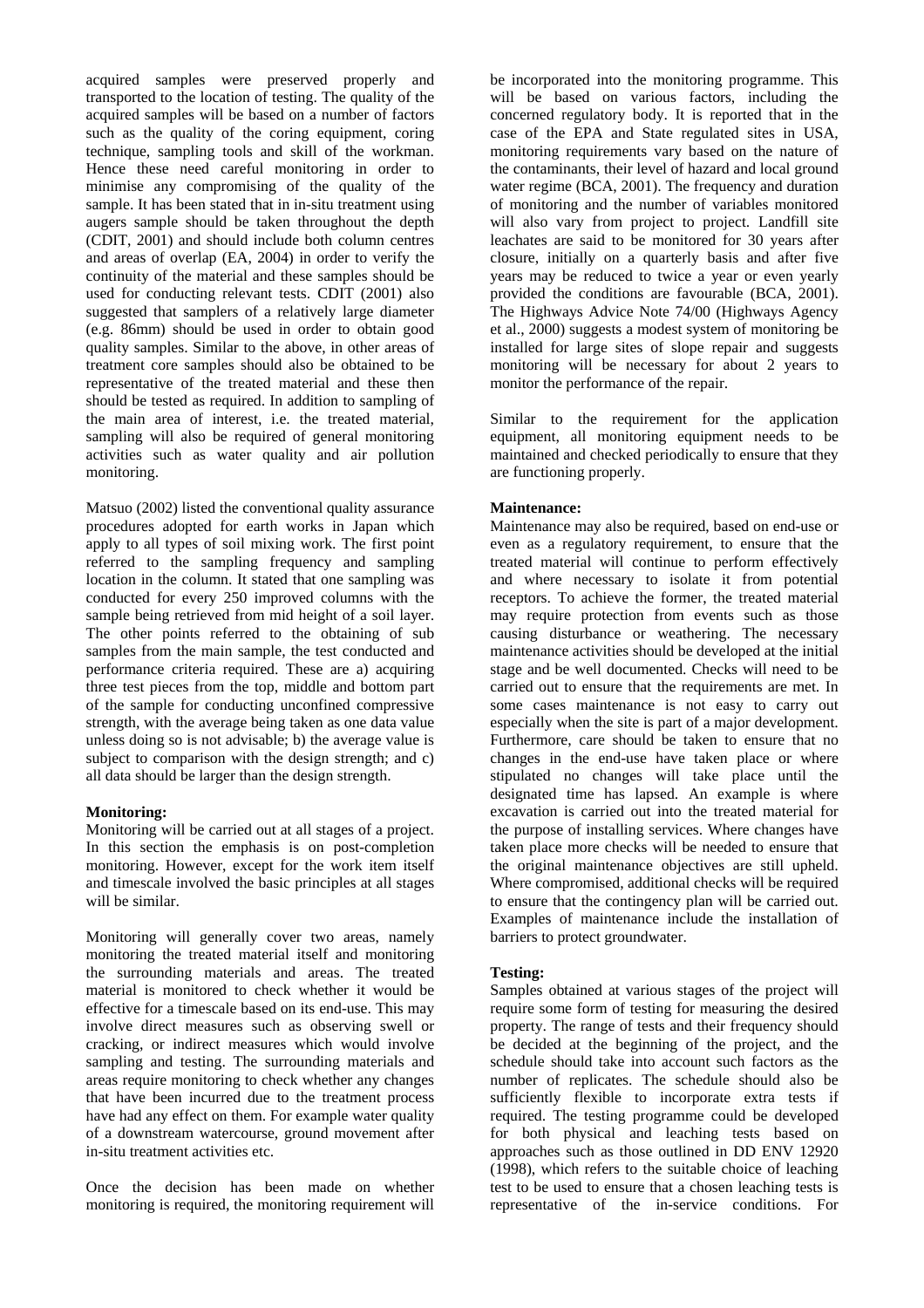acquired samples were preserved properly and transported to the location of testing. The quality of the acquired samples will be based on a number of factors such as the quality of the coring equipment, coring technique, sampling tools and skill of the workman. Hence these need careful monitoring in order to minimise any compromising of the quality of the sample. It has been stated that in in-situ treatment using augers sample should be taken throughout the depth (CDIT, 2001) and should include both column centres and areas of overlap (EA, 2004) in order to verify the continuity of the material and these samples should be used for conducting relevant tests. CDIT (2001) also suggested that samplers of a relatively large diameter (e.g. 86mm) should be used in order to obtain good quality samples. Similar to the above, in other areas of treatment core samples should also be obtained to be representative of the treated material and these then should be tested as required. In addition to sampling of the main area of interest, i.e. the treated material, sampling will also be required of general monitoring activities such as water quality and air pollution monitoring.

Matsuo (2002) listed the conventional quality assurance procedures adopted for earth works in Japan which apply to all types of soil mixing work. The first point referred to the sampling frequency and sampling location in the column. It stated that one sampling was conducted for every 250 improved columns with the sample being retrieved from mid height of a soil layer. The other points referred to the obtaining of sub samples from the main sample, the test conducted and performance criteria required. These are a) acquiring three test pieces from the top, middle and bottom part of the sample for conducting unconfined compressive strength, with the average being taken as one data value unless doing so is not advisable; b) the average value is subject to comparison with the design strength; and c) all data should be larger than the design strength.

**Monitoring:**

Monitoring will be carried out at all stages of a project. In this section the emphasis is on post-completion monitoring. However, except for the work item itself and timescale involved the basic principles at all stages will be similar.

Monitoring will generally cover two areas, namely monitoring the treated material itself and monitoring the surrounding materials and areas. The treated material is monitored to check whether it would be effective for a timescale based on its end-use. This may involve direct measures such as observing swell or cracking, or indirect measures which would involve sampling and testing. The surrounding materials and areas require monitoring to check whether any changes that have been incurred due to the treatment process have had any effect on them. For example water quality of a downstream watercourse, ground movement after in-situ treatment activities etc.

Once the decision has been made on whether monitoring is required, the monitoring requirement will be incorporated into the monitoring programme. This will be based on various factors, including the concerned regulatory body. It is reported that in the case of the EPA and State regulated sites in USA, monitoring requirements vary based on the nature of the contaminants, their level of hazard and local ground water regime (BCA, 2001). The frequency and duration of monitoring and the number of variables monitored will also vary from project to project. Landfill site leachates are said to be monitored for 30 years after closure, initially on a quarterly basis and after five years may be reduced to twice a year or even yearly provided the conditions are favourable (BCA, 2001). The Highways Advice Note 74/00 (Highways Agency et al., 2000) suggests a modest system of monitoring be installed for large sites of slope repair and suggests monitoring will be necessary for about 2 years to monitor the performance of the repair.

Similar to the requirement for the application equipment, all monitoring equipment needs to be maintained and checked periodically to ensure that they are functioning properly.

**Maintenance:**

Maintenance may also be required, based on end-use or even as a regulatory requirement, to ensure that the treated material will continue to perform effectively and where necessary to isolate it from potential receptors. To achieve the former, the treated material may require protection from events such as those causing disturbance or weathering. The necessary maintenance activities should be developed at the initial stage and be well documented. Checks will need to be carried out to ensure that the requirements are met. In some cases maintenance is not easy to carry out especially when the site is part of a major development. Furthermore, care should be taken to ensure that no changes in the end-use have taken place or where stipulated no changes will take place until the designated time has lapsed. An example is where excavation is carried out into the treated material for the purpose of installing services. Where changes have taken place more checks will be needed to ensure that the original maintenance objectives are still upheld. Where compromised, additional checks will be required to ensure that the contingency plan will be carried out. Examples of maintenance include the installation of barriers to protect groundwater.

**Testing:**

Samples obtained at various stages of the project will require some form of testing for measuring the desired property. The range of tests and their frequency should be decided at the beginning of the project, and the schedule should take into account such factors as the number of replicates. The schedule should also be sufficiently flexible to incorporate extra tests if required. The testing programme could be developed for both physical and leaching tests based on approaches such as those outlined in DD ENV 12920 (1998), which refers to the suitable choice of leaching test to be used to ensure that a chosen leaching tests is representative of the in-service conditions. For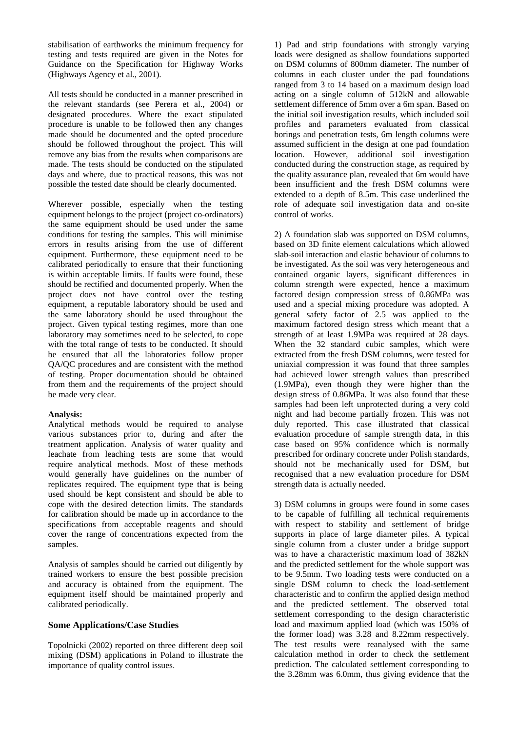stabilisation of earthworks the minimum frequency for testing and tests required are given in the Notes for Guidance on the Specification for Highway Works (Highways Agency et al., 2001).

All tests should be conducted in a manner prescribed in the relevant standards (see Perera et al., 2004) or designated procedures. Where the exact stipulated procedure is unable to be followed then any changes made should be documented and the opted procedure should be followed throughout the project. This will remove any bias from the results when comparisons are made. The tests should be conducted on the stipulated days and where, due to practical reasons, this was not possible the tested date should be clearly documented.

Wherever possible, especially when the testing equipment belongs to the project (project co-ordinators) the same equipment should be used under the same conditions for testing the samples. This will minimise errors in results arising from the use of different equipment. Furthermore, these equipment need to be calibrated periodically to ensure that their functioning is within acceptable limits. If faults were found, these should be rectified and documented properly. When the project does not have control over the testing equipment, a reputable laboratory should be used and the same laboratory should be used throughout the project. Given typical testing regimes, more than one laboratory may sometimes need to be selected, to cope with the total range of tests to be conducted. It should be ensured that all the laboratories follow proper QA/QC procedures and are consistent with the method of testing. Proper documentation should be obtained from them and the requirements of the project should be made very clear.

**Analysis:**
Analytical methods would be required to analyse various substances prior to, during and after the treatment application. Analysis of water quality and leachate from leaching tests are some that would require analytical methods. Most of these methods would generally have guidelines on the number of replicates required. The equipment type that is being used should be kept consistent and should be able to cope with the desired detection limits. The standards for calibration should be made up in accordance to the specifications from acceptable reagents and should cover the range of concentrations expected from the samples.

Analysis of samples should be carried out diligently by trained workers to ensure the best possible precision and accuracy is obtained from the equipment. The equipment itself should be maintained properly and calibrated periodically.

## Some Applications/Case Studies

Topolnicki (2002) reported on three different deep soil mixing (DSM) applications in Poland to illustrate the importance of quality control issues.

1) Pad and strip foundations with strongly varying loads were designed as shallow foundations supported on DSM columns of 800mm diameter. The number of columns in each cluster under the pad foundations ranged from 3 to 14 based on a maximum design load acting on a single column of 512kN and allowable settlement difference of 5mm over a 6m span. Based on the initial soil investigation results, which included soil profiles and parameters evaluated from classical borings and penetration tests, 6m length columns were assumed sufficient in the design at one pad foundation location. However, additional soil investigation conducted during the construction stage, as required by the quality assurance plan, revealed that 6m would have been insufficient and the fresh DSM columns were extended to a depth of 8.5m. This case underlined the role of adequate soil investigation data and on-site control of works.

2) A foundation slab was supported on DSM columns, based on 3D finite element calculations which allowed slab-soil interaction and elastic behaviour of columns to be investigated. As the soil was very heterogeneous and contained organic layers, significant differences in column strength were expected, hence a maximum factored design compression stress of 0.86MPa was used and a special mixing procedure was adopted. A general safety factor of 2.5 was applied to the maximum factored design stress which meant that a strength of at least 1.9MPa was required at 28 days. When the 32 standard cubic samples, which were extracted from the fresh DSM columns, were tested for uniaxial compression it was found that three samples had achieved lower strength values than prescribed (1.9MPa), even though they were higher than the design stress of 0.86MPa. It was also found that these samples had been left unprotected during a very cold night and had become partially frozen. This was not duly reported. This case illustrated that classical evaluation procedure of sample strength data, in this case based on 95% confidence which is normally prescribed for ordinary concrete under Polish standards, should not be mechanically used for DSM, but recognised that a new evaluation procedure for DSM strength data is actually needed.

3) DSM columns in groups were found in some cases to be capable of fulfilling all technical requirements with respect to stability and settlement of bridge supports in place of large diameter piles. A typical single column from a cluster under a bridge support was to have a characteristic maximum load of 382kN and the predicted settlement for the whole support was to be 9.5mm. Two loading tests were conducted on a single DSM column to check the load-settlement characteristic and to confirm the applied design method and the predicted settlement. The observed total settlement corresponding to the design characteristic load and maximum applied load (which was 150% of the former load) was 3.28 and 8.22mm respectively. The test results were reanalysed with the same calculation method in order to check the settlement prediction. The calculated settlement corresponding to the 3.28mm was 6.0mm, thus giving evidence that the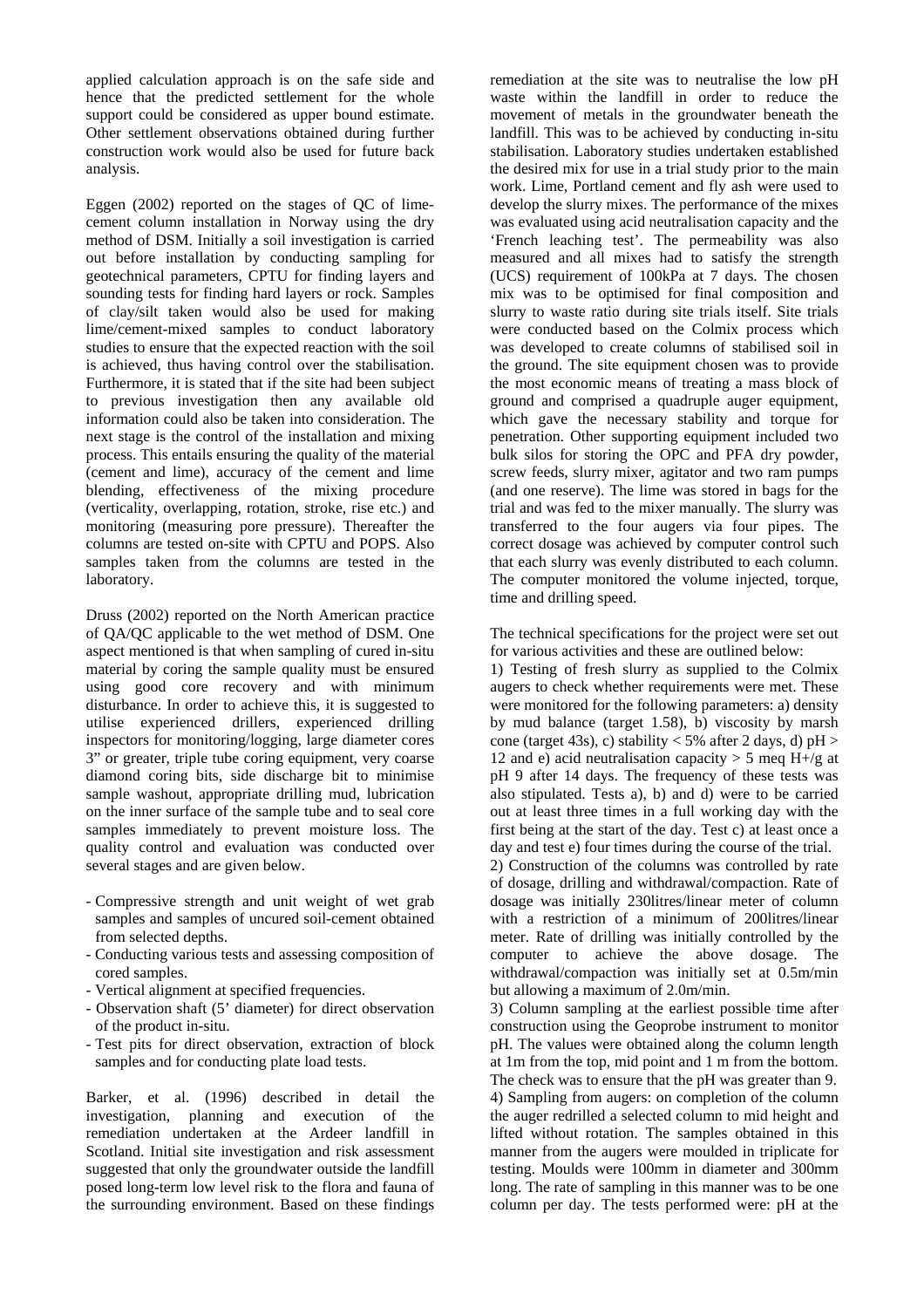applied calculation approach is on the safe side and hence that the predicted settlement for the whole support could be considered as upper bound estimate. Other settlement observations obtained during further construction work would also be used for future back analysis.

Eggen (2002) reported on the stages of QC of lime-cement column installation in Norway using the dry method of DSM. Initially a soil investigation is carried out before installation by conducting sampling for geotechnical parameters, CPTU for finding layers and sounding tests for finding hard layers or rock. Samples of clay/silt taken would also be used for making lime/cement-mixed samples to conduct laboratory studies to ensure that the expected reaction with the soil is achieved, thus having control over the stabilisation. Furthermore, it is stated that if the site had been subject to previous investigation then any available old information could also be taken into consideration. The next stage is the control of the installation and mixing process. This entails ensuring the quality of the material (cement and lime), accuracy of the cement and lime blending, effectiveness of the mixing procedure (verticality, overlapping, rotation, stroke, rise etc.) and monitoring (measuring pore pressure). Thereafter the columns are tested on-site with CPTU and POPS. Also samples taken from the columns are tested in the laboratory.

Druss (2002) reported on the North American practice of QA/QC applicable to the wet method of DSM. One aspect mentioned is that when sampling of cured in-situ material by coring the sample quality must be ensured using good core recovery and with minimum disturbance. In order to achieve this, it is suggested to utilise experienced drillers, experienced drilling inspectors for monitoring/logging, large diameter cores 3" or greater, triple tube coring equipment, very coarse diamond coring bits, side discharge bit to minimise sample washout, appropriate drilling mud, lubrication on the inner surface of the sample tube and to seal core samples immediately to prevent moisture loss. The quality control and evaluation was conducted over several stages and are given below.

- Compressive strength and unit weight of wet grab samples and samples of uncured soil-cement obtained from selected depths.
- Conducting various tests and assessing composition of cored samples.
- Vertical alignment at specified frequencies.
- Observation shaft (5' diameter) for direct observation of the product in-situ.
- Test pits for direct observation, extraction of block samples and for conducting plate load tests.

Barker, et al. (1996) described in detail the investigation, planning and execution of the remediation undertaken at the Ardeer landfill in Scotland. Initial site investigation and risk assessment suggested that only the groundwater outside the landfill posed long-term low level risk to the flora and fauna of the surrounding environment. Based on these findings remediation at the site was to neutralise the low pH waste within the landfill in order to reduce the movement of metals in the groundwater beneath the landfill. This was to be achieved by conducting in-situ stabilisation. Laboratory studies undertaken established the desired mix for use in a trial study prior to the main work. Lime, Portland cement and fly ash were used to develop the slurry mixes. The performance of the mixes was evaluated using acid neutralisation capacity and the 'French leaching test'. The permeability was also measured and all mixes had to satisfy the strength (UCS) requirement of 100kPa at 7 days. The chosen mix was to be optimised for final composition and slurry to waste ratio during site trials itself. Site trials were conducted based on the Colmix process which was developed to create columns of stabilised soil in the ground. The site equipment chosen was to provide the most economic means of treating a mass block of ground and comprised a quadruple auger equipment, which gave the necessary stability and torque for penetration. Other supporting equipment included two bulk silos for storing the OPC and PFA dry powder, screw feeds, slurry mixer, agitator and two ram pumps (and one reserve). The lime was stored in bags for the trial and was fed to the mixer manually. The slurry was transferred to the four augers via four pipes. The correct dosage was achieved by computer control such that each slurry was evenly distributed to each column. The computer monitored the volume injected, torque, time and drilling speed.

The technical specifications for the project were set out for various activities and these are outlined below:

1) Testing of fresh slurry as supplied to the Colmix augers to check whether requirements were met. These were monitored for the following parameters: a) density by mud balance (target 1.58), b) viscosity by marsh cone (target 43s), c) stability < 5% after 2 days, d) pH > 12 and e) acid neutralisation capacity > 5 meq H+/g at pH 9 after 14 days. The frequency of these tests was also stipulated. Tests a), b) and d) were to be carried out at least three times in a full working day with the first being at the start of the day. Test c) at least once a day and test e) four times during the course of the trial.

2) Construction of the columns was controlled by rate of dosage, drilling and withdrawal/compaction. Rate of dosage was initially 230litres/linear meter of column with a restriction of a minimum of 200litres/linear meter. Rate of drilling was initially controlled by the computer to achieve the above dosage. The withdrawal/compaction was initially set at 0.5m/min but allowing a maximum of 2.0m/min.

3) Column sampling at the earliest possible time after construction using the Geoprobe instrument to monitor pH. The values were obtained along the column length at 1m from the top, mid point and 1 m from the bottom. The check was to ensure that the pH was greater than 9.

4) Sampling from augers: on completion of the column the auger redrilled a selected column to mid height and lifted without rotation. The samples obtained in this manner from the augers were moulded in triplicate for testing. Moulds were 100mm in diameter and 300mm long. The rate of sampling in this manner was to be one column per day. The tests performed were: pH at the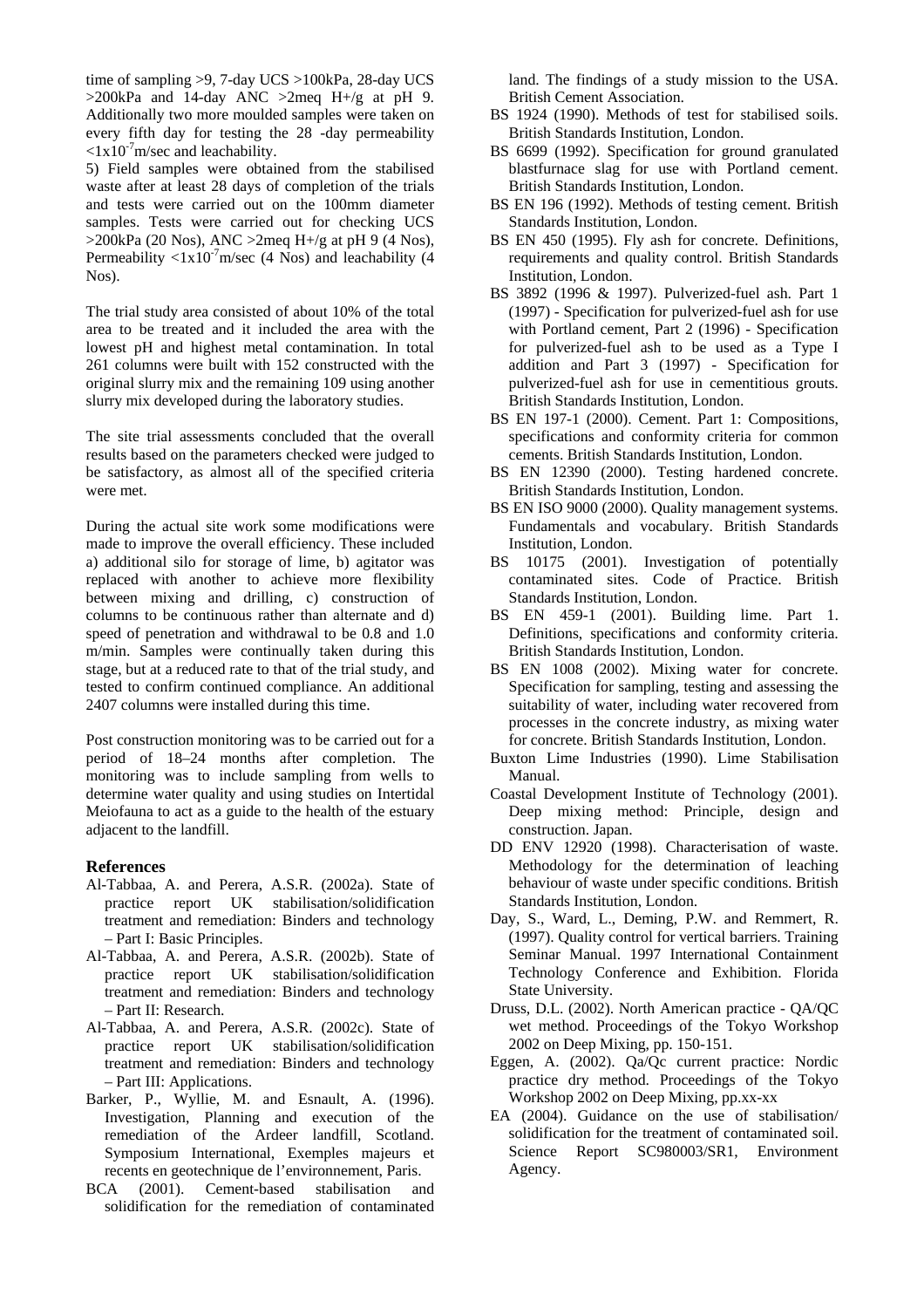time of sampling >9, 7-day UCS >100kPa, 28-day UCS >200kPa and 14-day ANC >2meq H+/g at pH 9. Additionally two more moulded samples were taken on every fifth day for testing the 28 -day permeability $<1x10^{-7}$m/sec and leachability.

5) Field samples were obtained from the stabilised waste after at least 28 days of completion of the trials and tests were carried out on the 100mm diameter samples. Tests were carried out for checking UCS >200kPa (20 Nos), ANC >2meq H+/g at pH 9 (4 Nos), Permeability $<1x10^{-7}$m/sec (4 Nos) and leachability (4 Nos).

The trial study area consisted of about 10% of the total area to be treated and it included the area with the lowest pH and highest metal contamination. In total 261 columns were built with 152 constructed with the original slurry mix and the remaining 109 using another slurry mix developed during the laboratory studies.

The site trial assessments concluded that the overall results based on the parameters checked were judged to be satisfactory, as almost all of the specified criteria were met.

During the actual site work some modifications were made to improve the overall efficiency. These included a) additional silo for storage of lime, b) agitator was replaced with another to achieve more flexibility between mixing and drilling, c) construction of columns to be continuous rather than alternate and d) speed of penetration and withdrawal to be 0.8 and 1.0 m/min. Samples were continually taken during this stage, but at a reduced rate to that of the trial study, and tested to confirm continued compliance. An additional 2407 columns were installed during this time.

Post construction monitoring was to be carried out for a period of 18–24 months after completion. The monitoring was to include sampling from wells to determine water quality and using studies on Intertidal Meiofauna to act as a guide to the health of the estuary adjacent to the landfill.

## References

- Al-Tabbaa, A. and Perera, A.S.R. (2002a). State of practice report UK stabilisation/solidification treatment and remediation: Binders and technology – Part I: Basic Principles.
- Al-Tabbaa, A. and Perera, A.S.R. (2002b). State of practice report UK stabilisation/solidification treatment and remediation: Binders and technology – Part II: Research.
- Al-Tabbaa, A. and Perera, A.S.R. (2002c). State of practice report UK stabilisation/solidification treatment and remediation: Binders and technology – Part III: Applications.
- Barker, P., Wyllie, M. and Esnault, A. (1996). Investigation, Planning and execution of the remediation of the Ardeer landfill, Scotland. Symposium International, Exemples majeurs et recents en geotechnique de l'environnement, Paris.
- BCA (2001). Cement-based stabilisation and solidification for the remediation of contaminated land. The findings of a study mission to the USA. British Cement Association.
- BS 1924 (1990). Methods of test for stabilised soils. British Standards Institution, London.
- BS 6699 (1992). Specification for ground granulated blastfurnace slag for use with Portland cement. British Standards Institution, London.
- BS EN 196 (1992). Methods of testing cement. British Standards Institution, London.
- BS EN 450 (1995). Fly ash for concrete. Definitions, requirements and quality control. British Standards Institution, London.
- BS 3892 (1996 & 1997). Pulverized-fuel ash. Part 1 (1997) - Specification for pulverized-fuel ash for use with Portland cement, Part 2 (1996) - Specification for pulverized-fuel ash to be used as a Type I addition and Part 3 (1997) - Specification for pulverized-fuel ash for use in cementitious grouts. British Standards Institution, London.
- BS EN 197-1 (2000). Cement. Part 1: Compositions, specifications and conformity criteria for common cements. British Standards Institution, London.
- BS EN 12390 (2000). Testing hardened concrete. British Standards Institution, London.
- BS EN ISO 9000 (2000). Quality management systems. Fundamentals and vocabulary. British Standards Institution, London.
- BS 10175 (2001). Investigation of potentially contaminated sites. Code of Practice. British Standards Institution, London.
- BS EN 459-1 (2001). Building lime. Part 1. Definitions, specifications and conformity criteria. British Standards Institution, London.
- BS EN 1008 (2002). Mixing water for concrete. Specification for sampling, testing and assessing the suitability of water, including water recovered from processes in the concrete industry, as mixing water for concrete. British Standards Institution, London.
- Buxton Lime Industries (1990). Lime Stabilisation Manual.
- Coastal Development Institute of Technology (2001). Deep mixing method: Principle, design and construction. Japan.
- DD ENV 12920 (1998). Characterisation of waste. Methodology for the determination of leaching behaviour of waste under specific conditions. British Standards Institution, London.
- Day, S., Ward, L., Deming, P.W. and Remmert, R. (1997). Quality control for vertical barriers. Training Seminar Manual. 1997 International Containment Technology Conference and Exhibition. Florida State University.
- Druss, D.L. (2002). North American practice - QA/QC wet method. Proceedings of the Tokyo Workshop 2002 on Deep Mixing, pp. 150-151.
- Eggen, A. (2002). Qa/Qc current practice: Nordic practice dry method. Proceedings of the Tokyo Workshop 2002 on Deep Mixing, pp.xx-xx
- EA (2004). Guidance on the use of stabilisation/ solidification for the treatment of contaminated soil. Science Report SC980003/SR1, Environment Agency.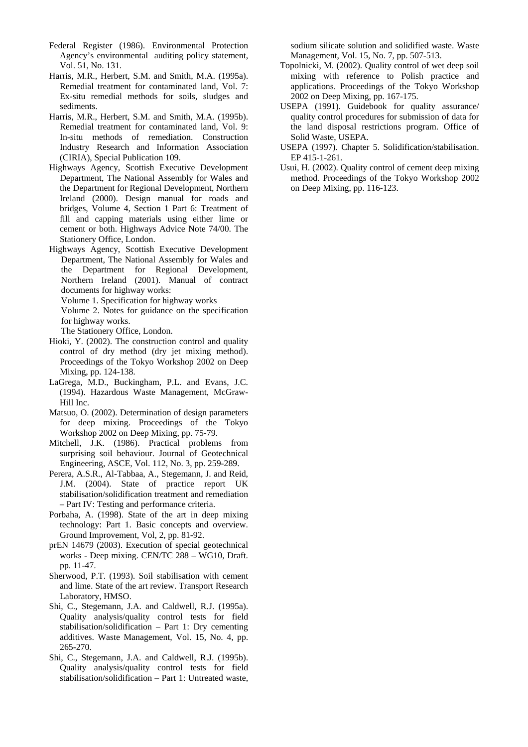Federal Register (1986). Environmental Protection Agency's environmental auditing policy statement, Vol. 51, No. 131.

Harris, M.R., Herbert, S.M. and Smith, M.A. (1995a). Remedial treatment for contaminated land, Vol. 7: Ex-situ remedial methods for soils, sludges and sediments.

Harris, M.R., Herbert, S.M. and Smith, M.A. (1995b). Remedial treatment for contaminated land, Vol. 9: In-situ methods of remediation. Construction Industry Research and Information Association (CIRIA), Special Publication 109.

Highways Agency, Scottish Executive Development Department, The National Assembly for Wales and the Department for Regional Development, Northern Ireland (2000). Design manual for roads and bridges, Volume 4, Section 1 Part 6: Treatment of fill and capping materials using either lime or cement or both. Highways Advice Note 74/00. The Stationery Office, London.

Highways Agency, Scottish Executive Development Department, The National Assembly for Wales and the Department for Regional Development, Northern Ireland (2001). Manual of contract documents for highway works:
Volume 1. Specification for highway works
Volume 2. Notes for guidance on the specification for highway works.
The Stationery Office, London.

Hioki, Y. (2002). The construction control and quality control of dry method (dry jet mixing method). Proceedings of the Tokyo Workshop 2002 on Deep Mixing, pp. 124-138.

LaGrega, M.D., Buckingham, P.L. and Evans, J.C. (1994). Hazardous Waste Management, McGraw-Hill Inc.

Matsuo, O. (2002). Determination of design parameters for deep mixing. Proceedings of the Tokyo Workshop 2002 on Deep Mixing, pp. 75-79.

Mitchell, J.K. (1986). Practical problems from surprising soil behaviour. Journal of Geotechnical Engineering, ASCE, Vol. 112, No. 3, pp. 259-289.

Perera, A.S.R., Al-Tabbaa, A., Stegemann, J. and Reid, J.M. (2004). State of practice report UK stabilisation/solidification treatment and remediation – Part IV: Testing and performance criteria.

Porbaha, A. (1998). State of the art in deep mixing technology: Part 1. Basic concepts and overview. Ground Improvement, Vol, 2, pp. 81-92.

prEN 14679 (2003). Execution of special geotechnical works - Deep mixing. CEN/TC 288 – WG10, Draft. pp. 11-47.

Sherwood, P.T. (1993). Soil stabilisation with cement and lime. State of the art review. Transport Research Laboratory, HMSO.

Shi, C., Stegemann, J.A. and Caldwell, R.J. (1995a). Quality analysis/quality control tests for field stabilisation/solidification – Part 1: Dry cementing additives. Waste Management, Vol. 15, No. 4, pp. 265-270.

Shi, C., Stegemann, J.A. and Caldwell, R.J. (1995b). Quality analysis/quality control tests for field stabilisation/solidification – Part 1: Untreated waste, sodium silicate solution and solidified waste. Waste Management, Vol. 15, No. 7, pp. 507-513.

Topolnicki, M. (2002). Quality control of wet deep soil mixing with reference to Polish practice and applications. Proceedings of the Tokyo Workshop 2002 on Deep Mixing, pp. 167-175.

USEPA (1991). Guidebook for quality assurance/ quality control procedures for submission of data for the land disposal restrictions program. Office of Solid Waste, USEPA.

USEPA (1997). Chapter 5. Solidification/stabilisation. EP 415-1-261.

Usui, H. (2002). Quality control of cement deep mixing method. Proceedings of the Tokyo Workshop 2002 on Deep Mixing, pp. 116-123.